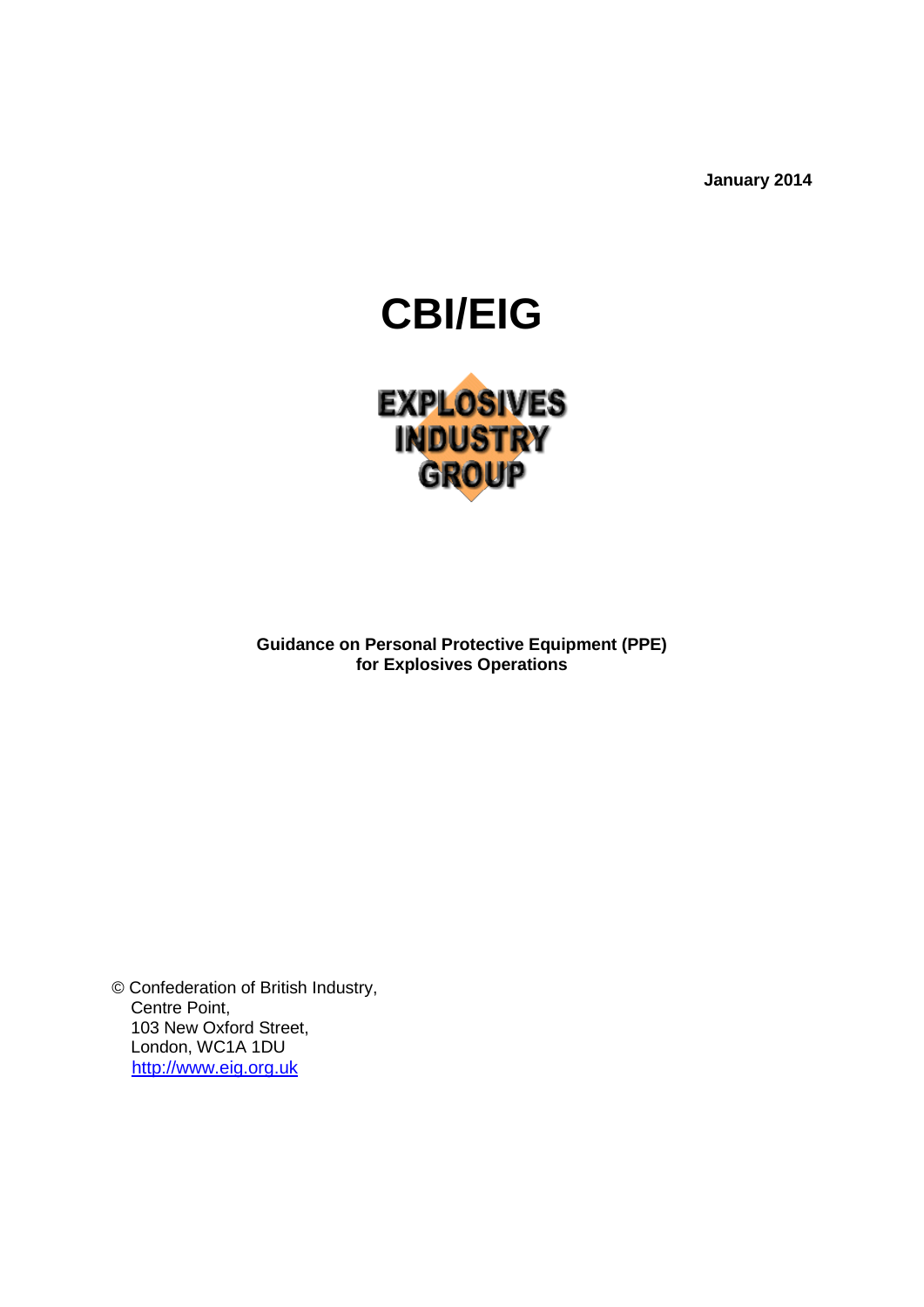**January 2014**

# CBI/EIG

EXPLOSIVES
INDUSTRY
GROUP

**Guidance on Personal Protective Equipment (PPE)**
**for Explosives Operations**

© Confederation of British Industry,
Centre Point,
103 New Oxford Street,
London, WC1A 1DU
http://www.eig.org.uk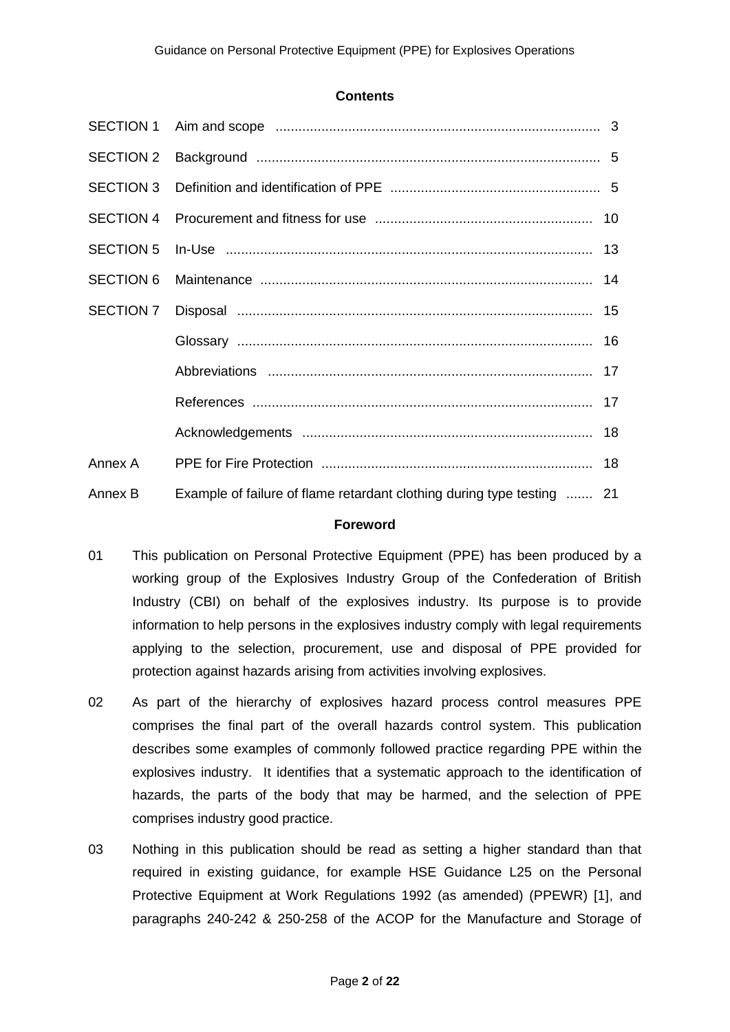## Contents

| | | |
|---|---|---|
| SECTION 1 | Aim and scope | 3 |
| SECTION 2 | Background | 5 |
| SECTION 3 | Definition and identification of PPE | 5 |
| SECTION 4 | Procurement and fitness for use | 10 |
| SECTION 5 | In-Use | 13 |
| SECTION 6 | Maintenance | 14 |
| SECTION 7 | Disposal | 15 |
| | Glossary | 16 |
| | Abbreviations | 17 |
| | References | 17 |
| | Acknowledgements | 18 |
| Annex A | PPE for Fire Protection | 18 |
| Annex B | Example of failure of flame retardant clothing during type testing | 21 |

## Foreword

01 This publication on Personal Protective Equipment (PPE) has been produced by a working group of the Explosives Industry Group of the Confederation of British Industry (CBI) on behalf of the explosives industry. Its purpose is to provide information to help persons in the explosives industry comply with legal requirements applying to the selection, procurement, use and disposal of PPE provided for protection against hazards arising from activities involving explosives.

02 As part of the hierarchy of explosives hazard process control measures PPE comprises the final part of the overall hazards control system. This publication describes some examples of commonly followed practice regarding PPE within the explosives industry. It identifies that a systematic approach to the identification of hazards, the parts of the body that may be harmed, and the selection of PPE comprises industry good practice.

03 Nothing in this publication should be read as setting a higher standard than that required in existing guidance, for example HSE Guidance L25 on the Personal Protective Equipment at Work Regulations 1992 (as amended) (PPEWR) [1], and paragraphs 240-242 & 250-258 of the ACOP for the Manufacture and Storage of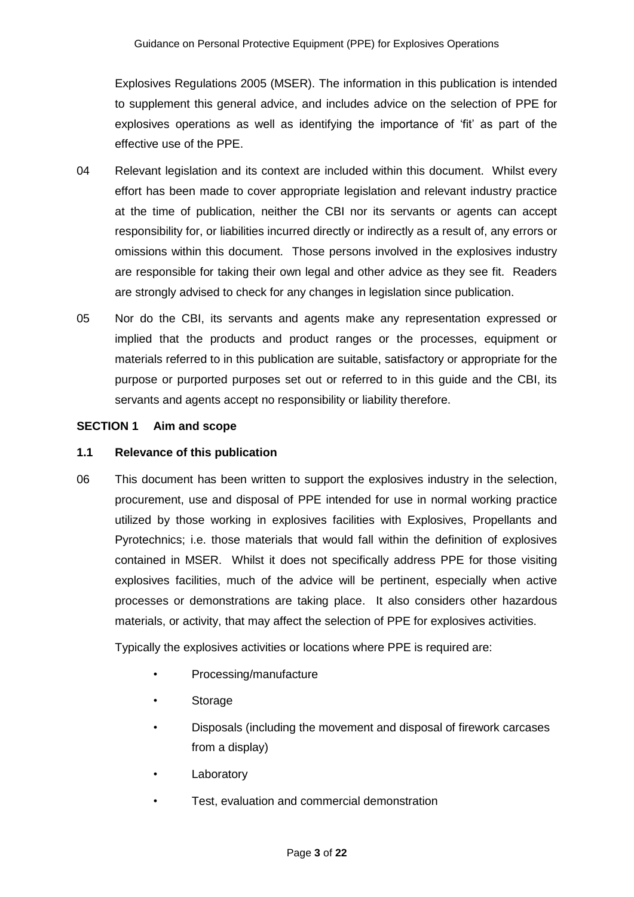Explosives Regulations 2005 (MSER). The information in this publication is intended to supplement this general advice, and includes advice on the selection of PPE for explosives operations as well as identifying the importance of 'fit' as part of the effective use of the PPE.

04 Relevant legislation and its context are included within this document. Whilst every effort has been made to cover appropriate legislation and relevant industry practice at the time of publication, neither the CBI nor its servants or agents can accept responsibility for, or liabilities incurred directly or indirectly as a result of, any errors or omissions within this document. Those persons involved in the explosives industry are responsible for taking their own legal and other advice as they see fit. Readers are strongly advised to check for any changes in legislation since publication.

05 Nor do the CBI, its servants and agents make any representation expressed or implied that the products and product ranges or the processes, equipment or materials referred to in this publication are suitable, satisfactory or appropriate for the purpose or purported purposes set out or referred to in this guide and the CBI, its servants and agents accept no responsibility or liability therefore.

## SECTION 1 Aim and scope

### 1.1 Relevance of this publication

06 This document has been written to support the explosives industry in the selection, procurement, use and disposal of PPE intended for use in normal working practice utilized by those working in explosives facilities with Explosives, Propellants and Pyrotechnics; i.e. those materials that would fall within the definition of explosives contained in MSER. Whilst it does not specifically address PPE for those visiting explosives facilities, much of the advice will be pertinent, especially when active processes or demonstrations are taking place. It also considers other hazardous materials, or activity, that may affect the selection of PPE for explosives activities.

Typically the explosives activities or locations where PPE is required are:

- Processing/manufacture
- Storage
- Disposals (including the movement and disposal of firework carcases from a display)
- Laboratory
- Test, evaluation and commercial demonstration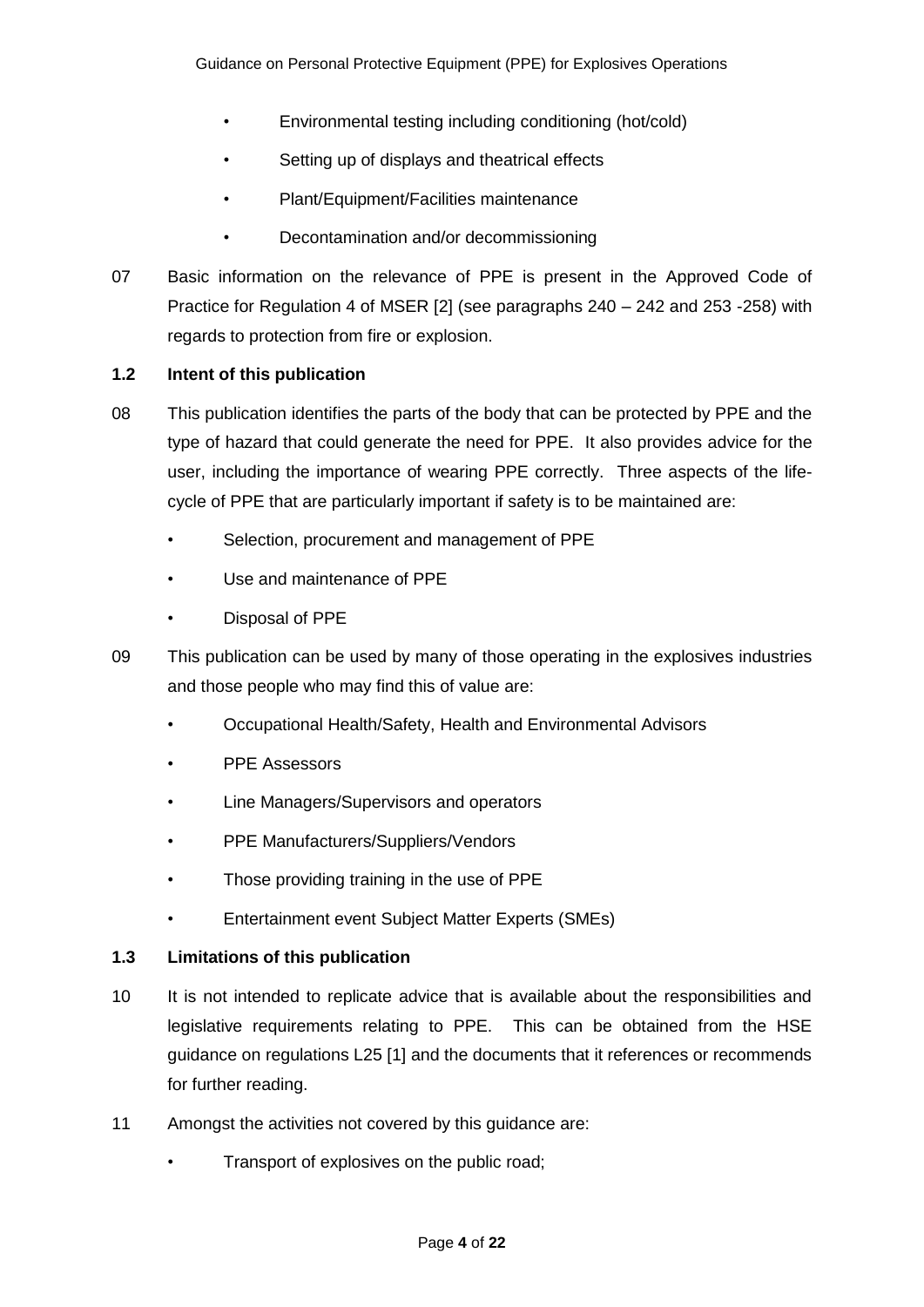- Environmental testing including conditioning (hot/cold)
- Setting up of displays and theatrical effects
- Plant/Equipment/Facilities maintenance
- Decontamination and/or decommissioning

07 Basic information on the relevance of PPE is present in the Approved Code of Practice for Regulation 4 of MSER [2] (see paragraphs 240 – 242 and 253 -258) with regards to protection from fire or explosion.

### 1.2 Intent of this publication

08 This publication identifies the parts of the body that can be protected by PPE and the type of hazard that could generate the need for PPE. It also provides advice for the user, including the importance of wearing PPE correctly. Three aspects of the life-cycle of PPE that are particularly important if safety is to be maintained are:

- Selection, procurement and management of PPE
- Use and maintenance of PPE
- Disposal of PPE

09 This publication can be used by many of those operating in the explosives industries and those people who may find this of value are:

- Occupational Health/Safety, Health and Environmental Advisors
- PPE Assessors
- Line Managers/Supervisors and operators
- PPE Manufacturers/Suppliers/Vendors
- Those providing training in the use of PPE
- Entertainment event Subject Matter Experts (SMEs)

### 1.3 Limitations of this publication

10 It is not intended to replicate advice that is available about the responsibilities and legislative requirements relating to PPE. This can be obtained from the HSE guidance on regulations L25 [1] and the documents that it references or recommends for further reading.

11 Amongst the activities not covered by this guidance are:

- Transport of explosives on the public road;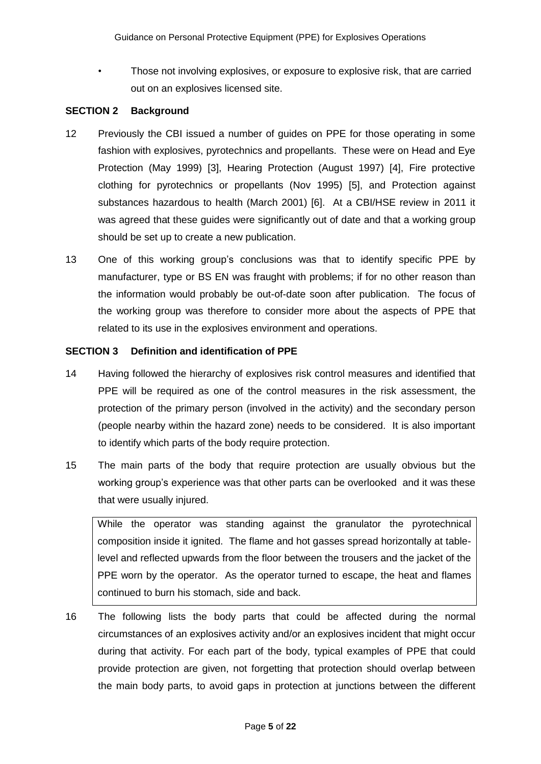- Those not involving explosives, or exposure to explosive risk, that are carried out on an explosives licensed site.

## SECTION 2 Background

12 Previously the CBI issued a number of guides on PPE for those operating in some fashion with explosives, pyrotechnics and propellants. These were on Head and Eye Protection (May 1999) [3], Hearing Protection (August 1997) [4], Fire protective clothing for pyrotechnics or propellants (Nov 1995) [5], and Protection against substances hazardous to health (March 2001) [6]. At a CBI/HSE review in 2011 it was agreed that these guides were significantly out of date and that a working group should be set up to create a new publication.

13 One of this working group's conclusions was that to identify specific PPE by manufacturer, type or BS EN was fraught with problems; if for no other reason than the information would probably be out-of-date soon after publication. The focus of the working group was therefore to consider more about the aspects of PPE that related to its use in the explosives environment and operations.

## SECTION 3 Definition and identification of PPE

14 Having followed the hierarchy of explosives risk control measures and identified that PPE will be required as one of the control measures in the risk assessment, the protection of the primary person (involved in the activity) and the secondary person (people nearby within the hazard zone) needs to be considered. It is also important to identify which parts of the body require protection.

15 The main parts of the body that require protection are usually obvious but the working group's experience was that other parts can be overlooked and it was these that were usually injured.

> While the operator was standing against the granulator the pyrotechnical composition inside it ignited. The flame and hot gasses spread horizontally at table-level and reflected upwards from the floor between the trousers and the jacket of the PPE worn by the operator. As the operator turned to escape, the heat and flames continued to burn his stomach, side and back.

16 The following lists the body parts that could be affected during the normal circumstances of an explosives activity and/or an explosives incident that might occur during that activity. For each part of the body, typical examples of PPE that could provide protection are given, not forgetting that protection should overlap between the main body parts, to avoid gaps in protection at junctions between the different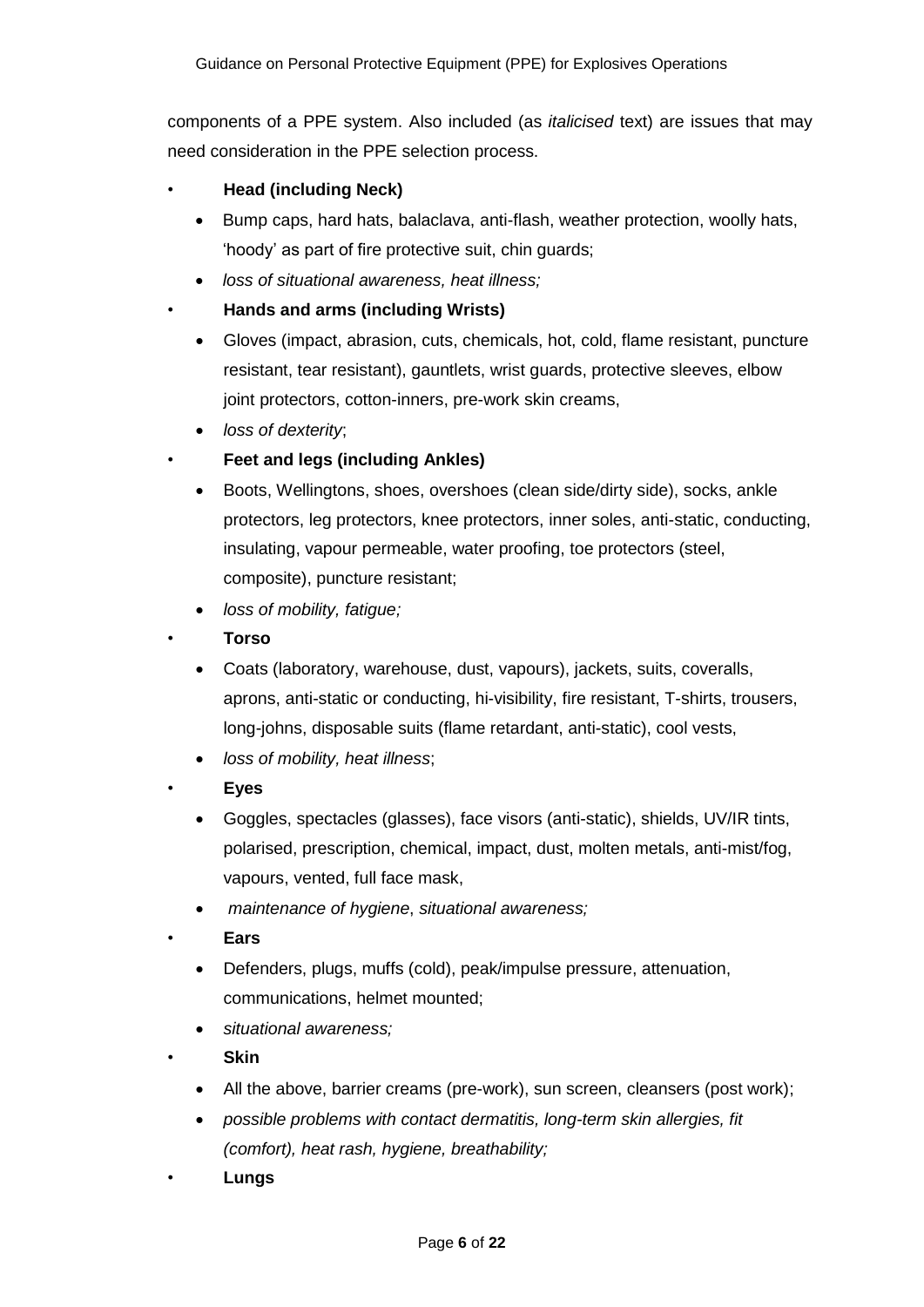components of a PPE system. Also included (as *italicised* text) are issues that may need consideration in the PPE selection process.

- **Head (including Neck)**
  - Bump caps, hard hats, balaclava, anti-flash, weather protection, woolly hats, 'hoody' as part of fire protective suit, chin guards;
  - *loss of situational awareness, heat illness;*
- **Hands and arms (including Wrists)**
  - Gloves (impact, abrasion, cuts, chemicals, hot, cold, flame resistant, puncture resistant, tear resistant), gauntlets, wrist guards, protective sleeves, elbow joint protectors, cotton-inners, pre-work skin creams,
  - *loss of dexterity*;
- **Feet and legs (including Ankles)**
  - Boots, Wellingtons, shoes, overshoes (clean side/dirty side), socks, ankle protectors, leg protectors, knee protectors, inner soles, anti-static, conducting, insulating, vapour permeable, water proofing, toe protectors (steel, composite), puncture resistant;
  - *loss of mobility, fatigue;*
- **Torso**
  - Coats (laboratory, warehouse, dust, vapours), jackets, suits, coveralls, aprons, anti-static or conducting, hi-visibility, fire resistant, T-shirts, trousers, long-johns, disposable suits (flame retardant, anti-static), cool vests,
  - *loss of mobility, heat illness*;
- **Eyes**
  - Goggles, spectacles (glasses), face visors (anti-static), shields, UV/IR tints, polarised, prescription, chemical, impact, dust, molten metals, anti-mist/fog, vapours, vented, full face mask,
  - *maintenance of hygiene*, *situational awareness;*
- **Ears**
  - Defenders, plugs, muffs (cold), peak/impulse pressure, attenuation, communications, helmet mounted;
  - *situational awareness;*
- **Skin**
  - All the above, barrier creams (pre-work), sun screen, cleansers (post work);
  - *possible problems with contact dermatitis, long-term skin allergies, fit (comfort), heat rash, hygiene, breathability;*
- **Lungs**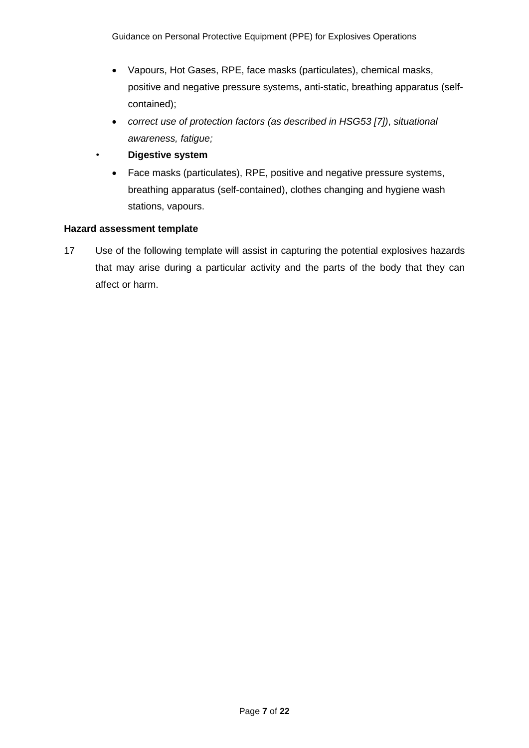- Vapours, Hot Gases, RPE, face masks (particulates), chemical masks, positive and negative pressure systems, anti-static, breathing apparatus (self-contained);
- *correct use of protection factors (as described in HSG53 [7])*, *situational awareness, fatigue;*

- **Digestive system**
  - Face masks (particulates), RPE, positive and negative pressure systems, breathing apparatus (self-contained), clothes changing and hygiene wash stations, vapours.

**Hazard assessment template**

17 Use of the following template will assist in capturing the potential explosives hazards that may arise during a particular activity and the parts of the body that they can affect or harm.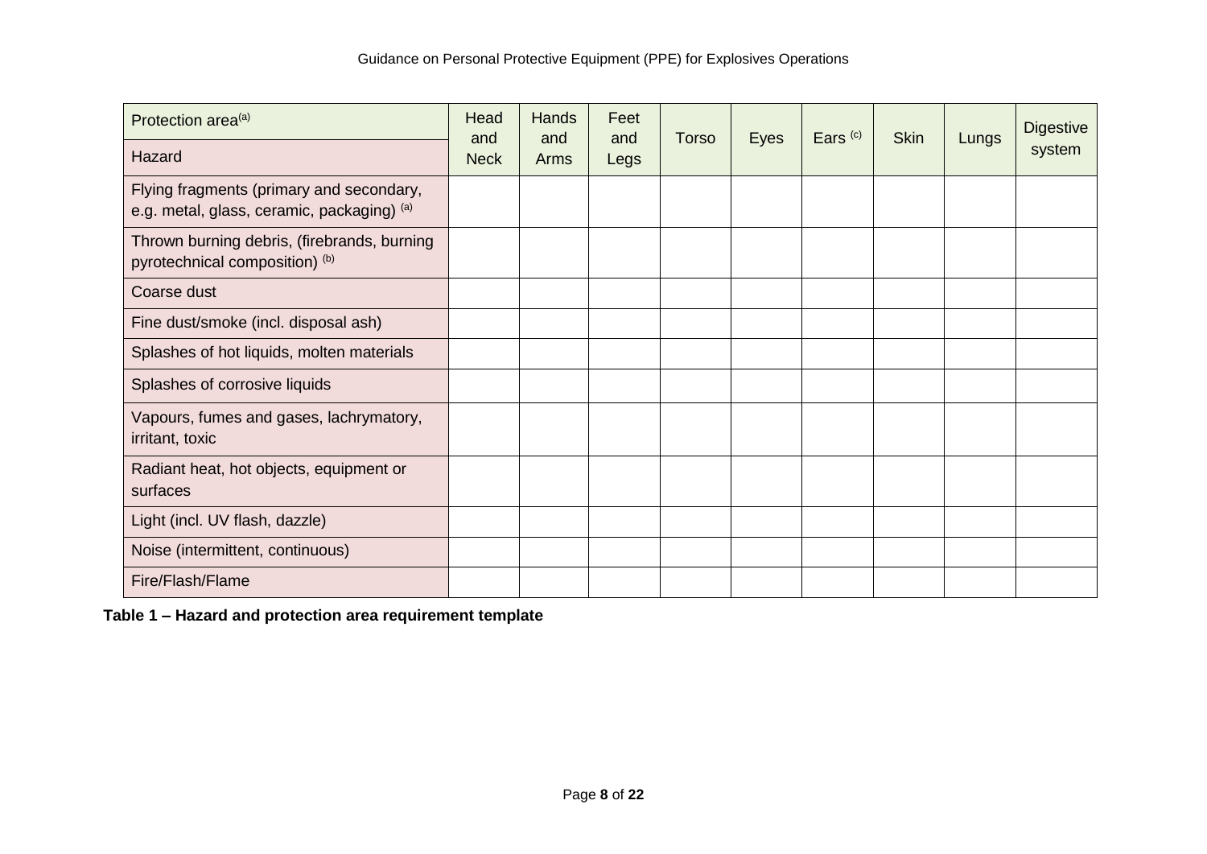| Protection area[a] / Hazard | Head and Neck | Hands and Arms | Feet and Legs | Torso | Eyes | Ears [c] | Skin | Lungs | Digestive system |
|---|---|---|---|---|---|---|---|---|---|
| Flying fragments (primary and secondary, e.g. metal, glass, ceramic, packaging) [a] | | | | | | | | | |
| Thrown burning debris, (firebrands, burning pyrotechnical composition) [b] | | | | | | | | | |
| Coarse dust | | | | | | | | | |
| Fine dust/smoke (incl. disposal ash) | | | | | | | | | |
| Splashes of hot liquids, molten materials | | | | | | | | | |
| Splashes of corrosive liquids | | | | | | | | | |
| Vapours, fumes and gases, lachrymatory, irritant, toxic | | | | | | | | | |
| Radiant heat, hot objects, equipment or surfaces | | | | | | | | | |
| Light (incl. UV flash, dazzle) | | | | | | | | | |
| Noise (intermittent, continuous) | | | | | | | | | |
| Fire/Flash/Flame | | | | | | | | | |

**Table 1 – Hazard and protection area requirement template**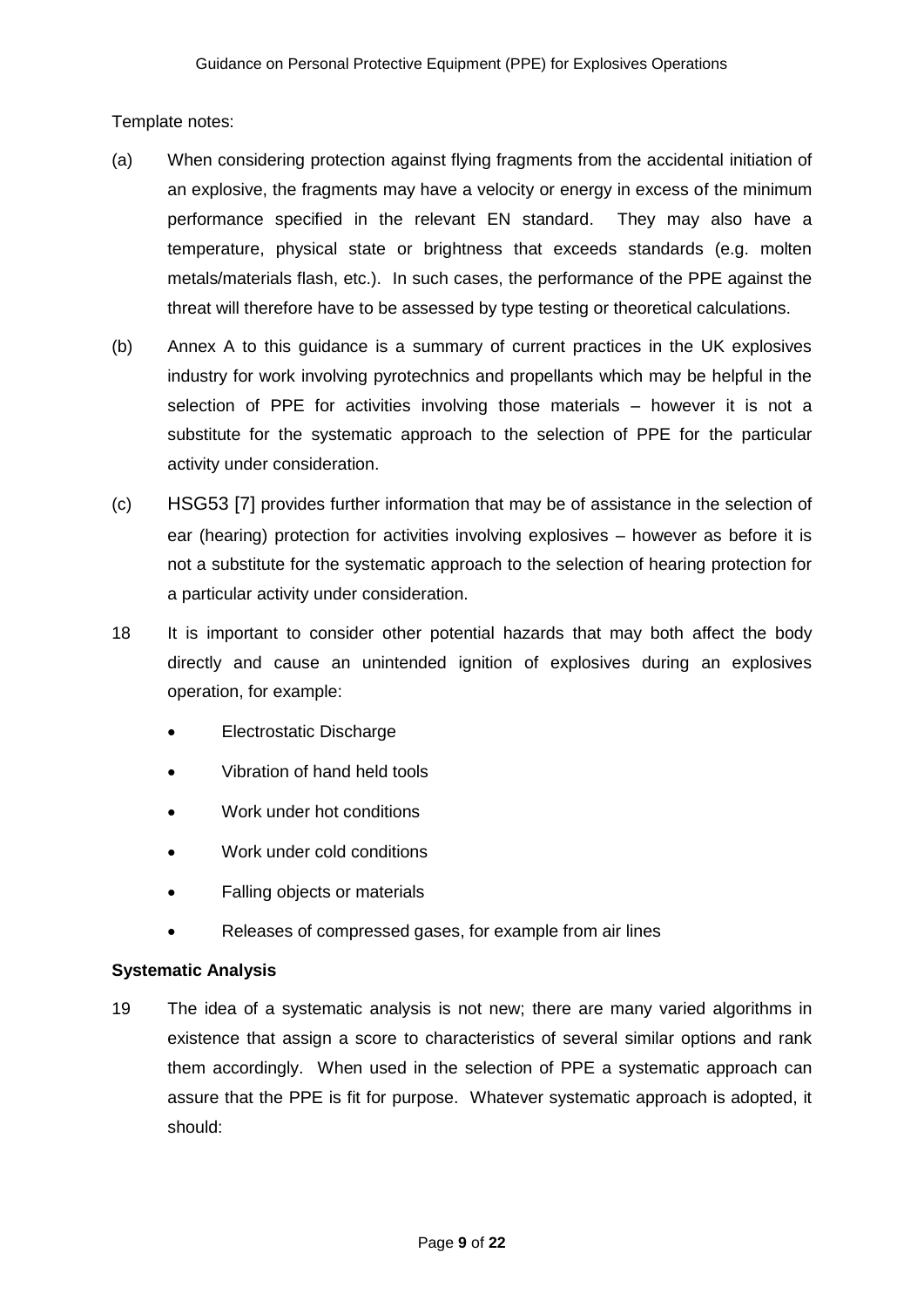Template notes:

(a) When considering protection against flying fragments from the accidental initiation of an explosive, the fragments may have a velocity or energy in excess of the minimum performance specified in the relevant EN standard. They may also have a temperature, physical state or brightness that exceeds standards (e.g. molten metals/materials flash, etc.). In such cases, the performance of the PPE against the threat will therefore have to be assessed by type testing or theoretical calculations.

(b) Annex A to this guidance is a summary of current practices in the UK explosives industry for work involving pyrotechnics and propellants which may be helpful in the selection of PPE for activities involving those materials – however it is not a substitute for the systematic approach to the selection of PPE for the particular activity under consideration.

(c) HSG53 [7] provides further information that may be of assistance in the selection of ear (hearing) protection for activities involving explosives – however as before it is not a substitute for the systematic approach to the selection of hearing protection for a particular activity under consideration.

18 It is important to consider other potential hazards that may both affect the body directly and cause an unintended ignition of explosives during an explosives operation, for example:

- Electrostatic Discharge
- Vibration of hand held tools
- Work under hot conditions
- Work under cold conditions
- Falling objects or materials
- Releases of compressed gases, for example from air lines

**Systematic Analysis**

19 The idea of a systematic analysis is not new; there are many varied algorithms in existence that assign a score to characteristics of several similar options and rank them accordingly. When used in the selection of PPE a systematic approach can assure that the PPE is fit for purpose. Whatever systematic approach is adopted, it should: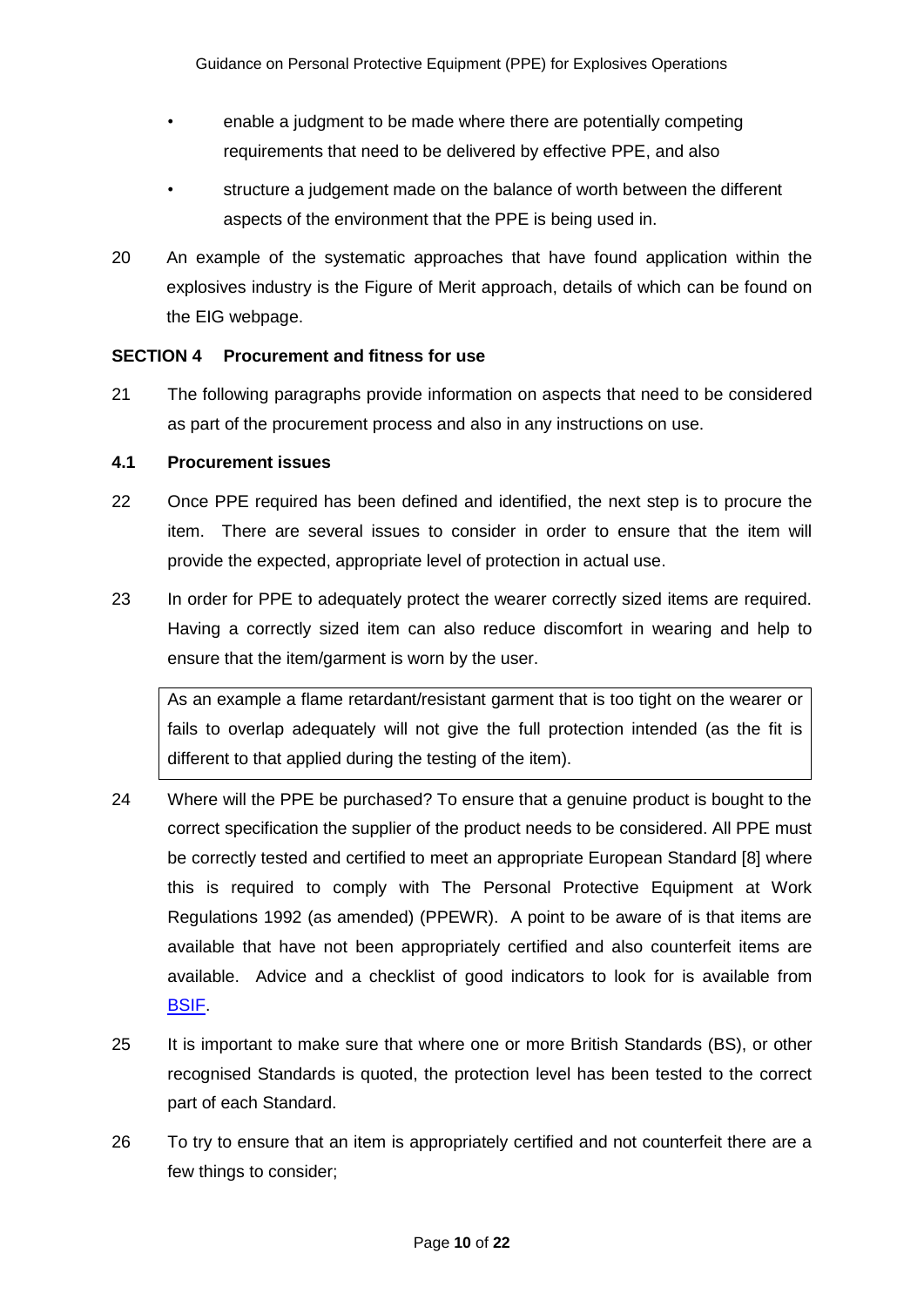- enable a judgment to be made where there are potentially competing requirements that need to be delivered by effective PPE, and also
- structure a judgement made on the balance of worth between the different aspects of the environment that the PPE is being used in.

20 An example of the systematic approaches that have found application within the explosives industry is the Figure of Merit approach, details of which can be found on the EIG webpage.

## SECTION 4 Procurement and fitness for use

21 The following paragraphs provide information on aspects that need to be considered as part of the procurement process and also in any instructions on use.

### 4.1 Procurement issues

22 Once PPE required has been defined and identified, the next step is to procure the item. There are several issues to consider in order to ensure that the item will provide the expected, appropriate level of protection in actual use.

23 In order for PPE to adequately protect the wearer correctly sized items are required. Having a correctly sized item can also reduce discomfort in wearing and help to ensure that the item/garment is worn by the user.

> As an example a flame retardant/resistant garment that is too tight on the wearer or fails to overlap adequately will not give the full protection intended (as the fit is different to that applied during the testing of the item).

24 Where will the PPE be purchased? To ensure that a genuine product is bought to the correct specification the supplier of the product needs to be considered. All PPE must be correctly tested and certified to meet an appropriate European Standard [8] where this is required to comply with The Personal Protective Equipment at Work Regulations 1992 (as amended) (PPEWR). A point to be aware of is that items are available that have not been appropriately certified and also counterfeit items are available. Advice and a checklist of good indicators to look for is available from BSIF.

25 It is important to make sure that where one or more British Standards (BS), or other recognised Standards is quoted, the protection level has been tested to the correct part of each Standard.

26 To try to ensure that an item is appropriately certified and not counterfeit there are a few things to consider;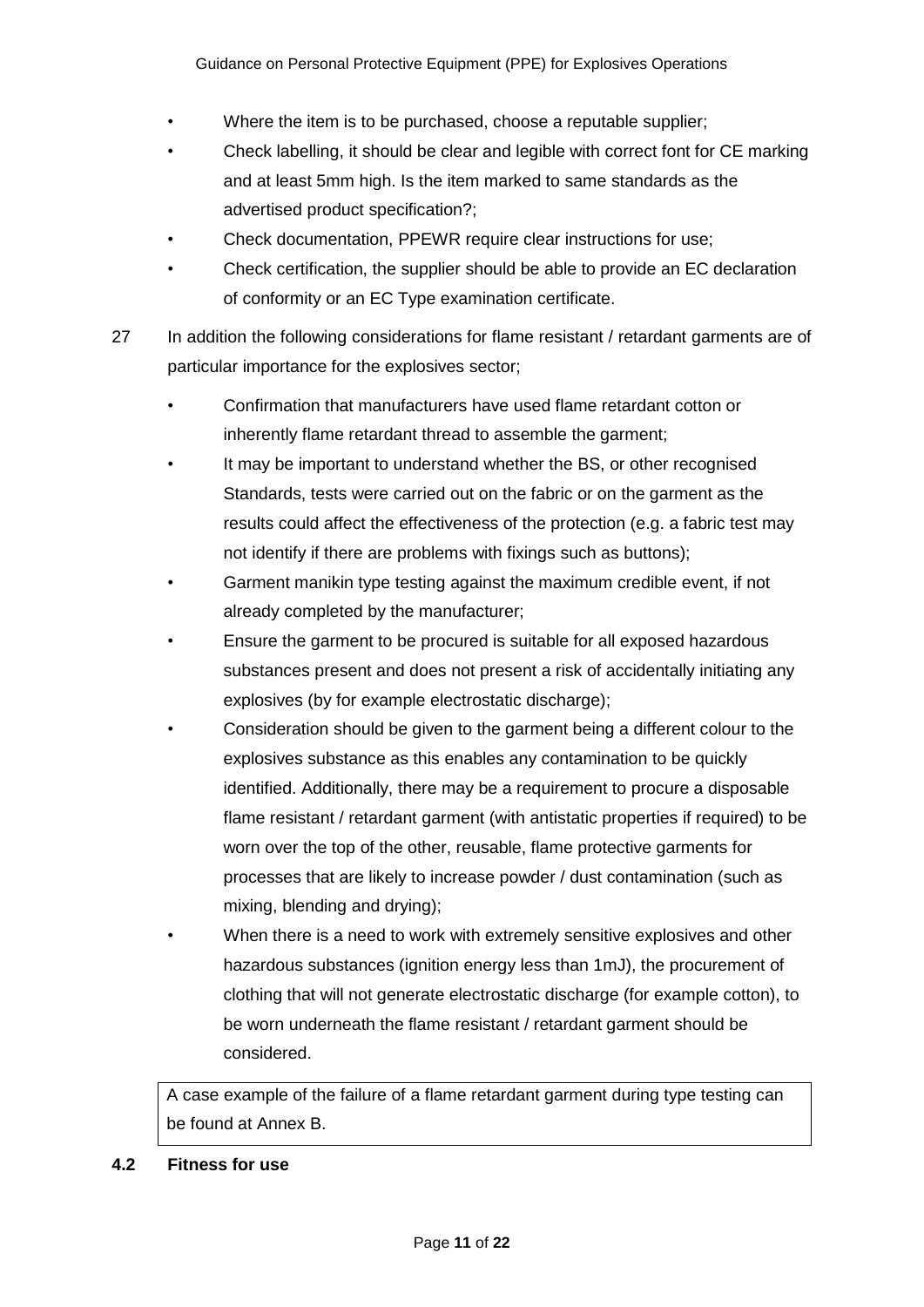- Where the item is to be purchased, choose a reputable supplier;
- Check labelling, it should be clear and legible with correct font for CE marking and at least 5mm high. Is the item marked to same standards as the advertised product specification?;
- Check documentation, PPEWR require clear instructions for use;
- Check certification, the supplier should be able to provide an EC declaration of conformity or an EC Type examination certificate.

27 In addition the following considerations for flame resistant / retardant garments are of particular importance for the explosives sector;

- Confirmation that manufacturers have used flame retardant cotton or inherently flame retardant thread to assemble the garment;
- It may be important to understand whether the BS, or other recognised Standards, tests were carried out on the fabric or on the garment as the results could affect the effectiveness of the protection (e.g. a fabric test may not identify if there are problems with fixings such as buttons);
- Garment manikin type testing against the maximum credible event, if not already completed by the manufacturer;
- Ensure the garment to be procured is suitable for all exposed hazardous substances present and does not present a risk of accidentally initiating any explosives (by for example electrostatic discharge);
- Consideration should be given to the garment being a different colour to the explosives substance as this enables any contamination to be quickly identified. Additionally, there may be a requirement to procure a disposable flame resistant / retardant garment (with antistatic properties if required) to be worn over the top of the other, reusable, flame protective garments for processes that are likely to increase powder / dust contamination (such as mixing, blending and drying);
- When there is a need to work with extremely sensitive explosives and other hazardous substances (ignition energy less than 1mJ), the procurement of clothing that will not generate electrostatic discharge (for example cotton), to be worn underneath the flame resistant / retardant garment should be considered.

A case example of the failure of a flame retardant garment during type testing can be found at Annex B.

### 4.2 Fitness for use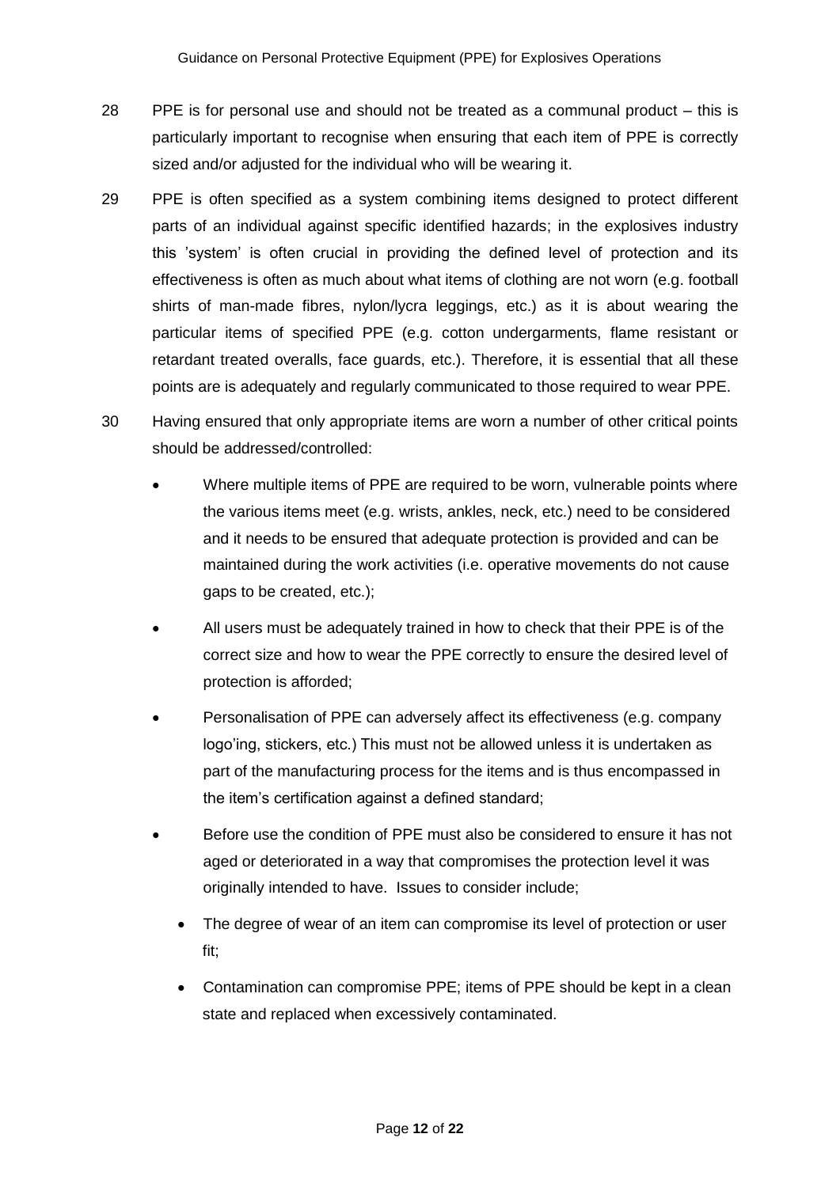28 PPE is for personal use and should not be treated as a communal product – this is particularly important to recognise when ensuring that each item of PPE is correctly sized and/or adjusted for the individual who will be wearing it.

29 PPE is often specified as a system combining items designed to protect different parts of an individual against specific identified hazards; in the explosives industry this 'system' is often crucial in providing the defined level of protection and its effectiveness is often as much about what items of clothing are not worn (e.g. football shirts of man-made fibres, nylon/lycra leggings, etc.) as it is about wearing the particular items of specified PPE (e.g. cotton undergarments, flame resistant or retardant treated overalls, face guards, etc.). Therefore, it is essential that all these points are is adequately and regularly communicated to those required to wear PPE.

30 Having ensured that only appropriate items are worn a number of other critical points should be addressed/controlled:

- Where multiple items of PPE are required to be worn, vulnerable points where the various items meet (e.g. wrists, ankles, neck, etc.) need to be considered and it needs to be ensured that adequate protection is provided and can be maintained during the work activities (i.e. operative movements do not cause gaps to be created, etc.);
- All users must be adequately trained in how to check that their PPE is of the correct size and how to wear the PPE correctly to ensure the desired level of protection is afforded;
- Personalisation of PPE can adversely affect its effectiveness (e.g. company logo'ing, stickers, etc.) This must not be allowed unless it is undertaken as part of the manufacturing process for the items and is thus encompassed in the item's certification against a defined standard;
- Before use the condition of PPE must also be considered to ensure it has not aged or deteriorated in a way that compromises the protection level it was originally intended to have. Issues to consider include;
  - The degree of wear of an item can compromise its level of protection or user fit;
  - Contamination can compromise PPE; items of PPE should be kept in a clean state and replaced when excessively contaminated.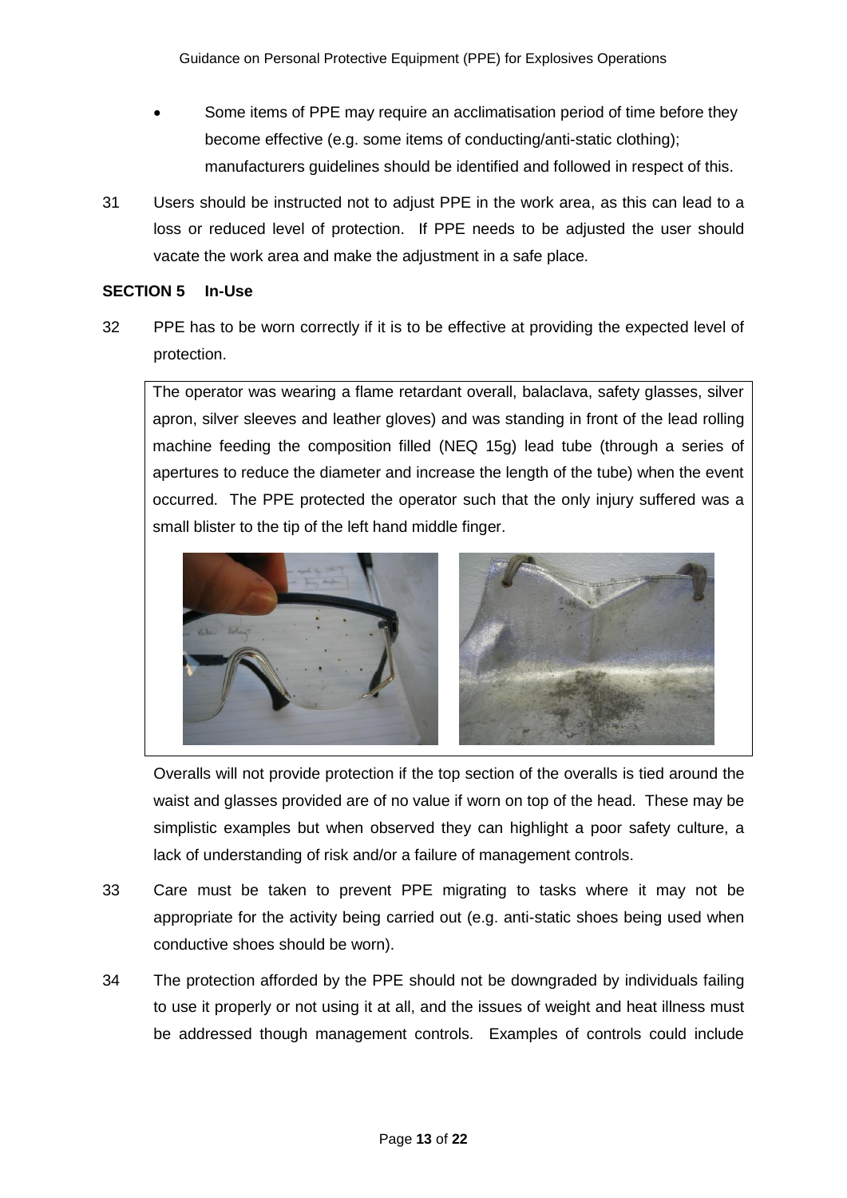- Some items of PPE may require an acclimatisation period of time before they become effective (e.g. some items of conducting/anti-static clothing); manufacturers guidelines should be identified and followed in respect of this.

31 Users should be instructed not to adjust PPE in the work area, as this can lead to a loss or reduced level of protection. If PPE needs to be adjusted the user should vacate the work area and make the adjustment in a safe place.

**SECTION 5 In-Use**

32 PPE has to be worn correctly if it is to be effective at providing the expected level of protection.

The operator was wearing a flame retardant overall, balaclava, safety glasses, silver apron, silver sleeves and leather gloves) and was standing in front of the lead rolling machine feeding the composition filled (NEQ 15g) lead tube (through a series of apertures to reduce the diameter and increase the length of the tube) when the event occurred. The PPE protected the operator such that the only injury suffered was a small blister to the tip of the left hand middle finger.

Overalls will not provide protection if the top section of the overalls is tied around the waist and glasses provided are of no value if worn on top of the head. These may be simplistic examples but when observed they can highlight a poor safety culture, a lack of understanding of risk and/or a failure of management controls.

33 Care must be taken to prevent PPE migrating to tasks where it may not be appropriate for the activity being carried out (e.g. anti-static shoes being used when conductive shoes should be worn).

34 The protection afforded by the PPE should not be downgraded by individuals failing to use it properly or not using it at all, and the issues of weight and heat illness must be addressed though management controls. Examples of controls could include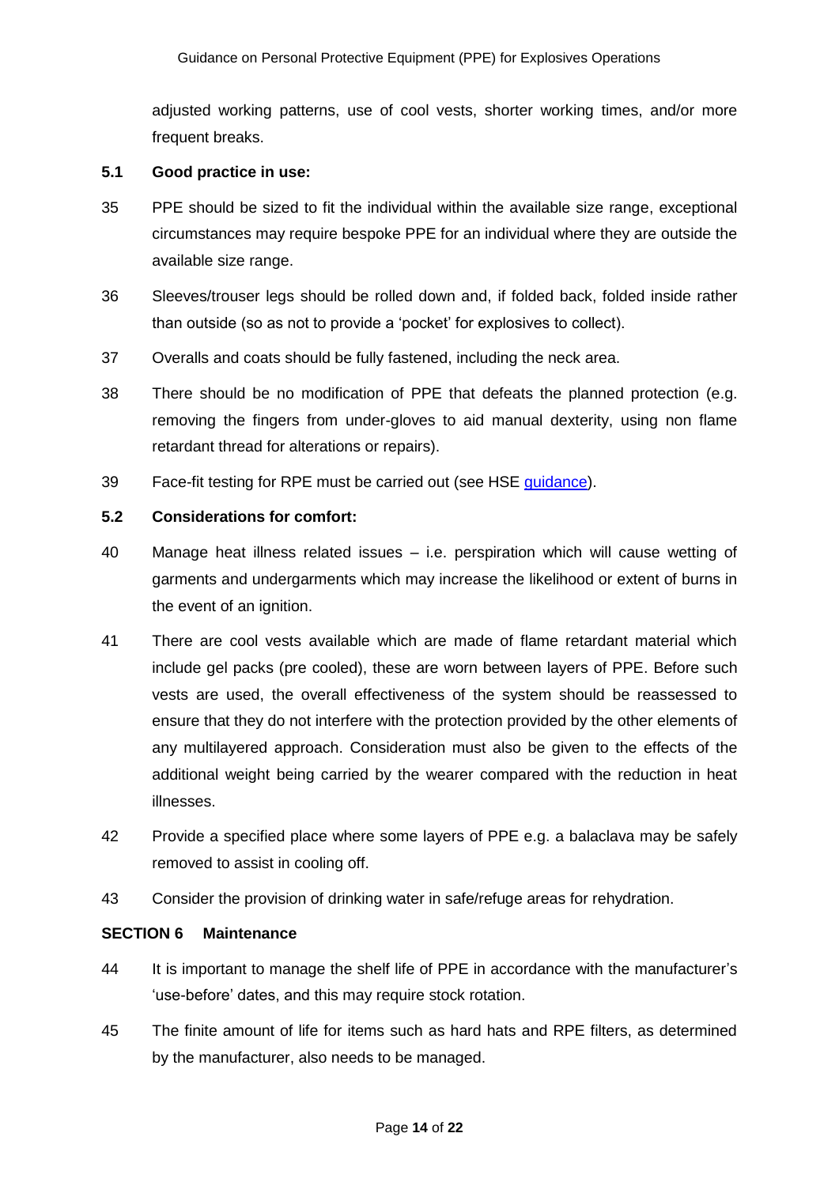adjusted working patterns, use of cool vests, shorter working times, and/or more frequent breaks.

### 5.1 Good practice in use:

35 PPE should be sized to fit the individual within the available size range, exceptional circumstances may require bespoke PPE for an individual where they are outside the available size range.

36 Sleeves/trouser legs should be rolled down and, if folded back, folded inside rather than outside (so as not to provide a 'pocket' for explosives to collect).

37 Overalls and coats should be fully fastened, including the neck area.

38 There should be no modification of PPE that defeats the planned protection (e.g. removing the fingers from under-gloves to aid manual dexterity, using non flame retardant thread for alterations or repairs).

39 Face-fit testing for RPE must be carried out (see HSE guidance).

### 5.2 Considerations for comfort:

40 Manage heat illness related issues – i.e. perspiration which will cause wetting of garments and undergarments which may increase the likelihood or extent of burns in the event of an ignition.

41 There are cool vests available which are made of flame retardant material which include gel packs (pre cooled), these are worn between layers of PPE. Before such vests are used, the overall effectiveness of the system should be reassessed to ensure that they do not interfere with the protection provided by the other elements of any multilayered approach. Consideration must also be given to the effects of the additional weight being carried by the wearer compared with the reduction in heat illnesses.

42 Provide a specified place where some layers of PPE e.g. a balaclava may be safely removed to assist in cooling off.

43 Consider the provision of drinking water in safe/refuge areas for rehydration.

## SECTION 6 Maintenance

44 It is important to manage the shelf life of PPE in accordance with the manufacturer's 'use-before' dates, and this may require stock rotation.

45 The finite amount of life for items such as hard hats and RPE filters, as determined by the manufacturer, also needs to be managed.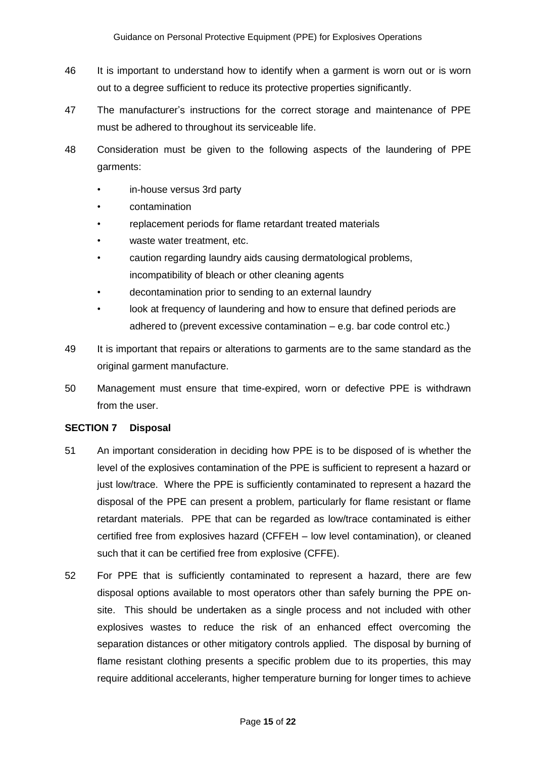46 It is important to understand how to identify when a garment is worn out or is worn out to a degree sufficient to reduce its protective properties significantly.

47 The manufacturer's instructions for the correct storage and maintenance of PPE must be adhered to throughout its serviceable life.

48 Consideration must be given to the following aspects of the laundering of PPE garments:

- in-house versus 3rd party
- contamination
- replacement periods for flame retardant treated materials
- waste water treatment, etc.
- caution regarding laundry aids causing dermatological problems, incompatibility of bleach or other cleaning agents
- decontamination prior to sending to an external laundry
- look at frequency of laundering and how to ensure that defined periods are adhered to (prevent excessive contamination – e.g. bar code control etc.)

49 It is important that repairs or alterations to garments are to the same standard as the original garment manufacture.

50 Management must ensure that time-expired, worn or defective PPE is withdrawn from the user.

## SECTION 7 Disposal

51 An important consideration in deciding how PPE is to be disposed of is whether the level of the explosives contamination of the PPE is sufficient to represent a hazard or just low/trace. Where the PPE is sufficiently contaminated to represent a hazard the disposal of the PPE can present a problem, particularly for flame resistant or flame retardant materials. PPE that can be regarded as low/trace contaminated is either certified free from explosives hazard (CFFEH – low level contamination), or cleaned such that it can be certified free from explosive (CFFE).

52 For PPE that is sufficiently contaminated to represent a hazard, there are few disposal options available to most operators other than safely burning the PPE on-site. This should be undertaken as a single process and not included with other explosives wastes to reduce the risk of an enhanced effect overcoming the separation distances or other mitigatory controls applied. The disposal by burning of flame resistant clothing presents a specific problem due to its properties, this may require additional accelerants, higher temperature burning for longer times to achieve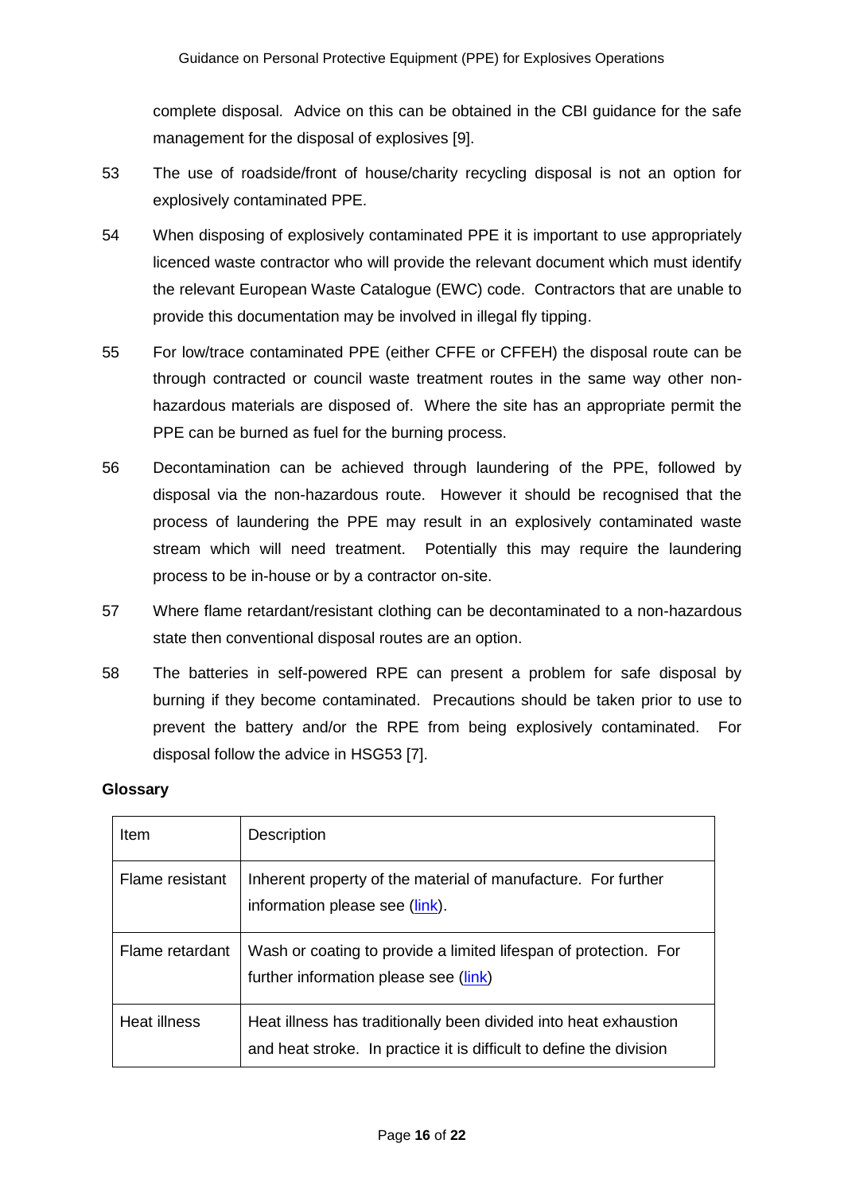complete disposal. Advice on this can be obtained in the CBI guidance for the safe management for the disposal of explosives [9].

53 The use of roadside/front of house/charity recycling disposal is not an option for explosively contaminated PPE.

54 When disposing of explosively contaminated PPE it is important to use appropriately licenced waste contractor who will provide the relevant document which must identify the relevant European Waste Catalogue (EWC) code. Contractors that are unable to provide this documentation may be involved in illegal fly tipping.

55 For low/trace contaminated PPE (either CFFE or CFFEH) the disposal route can be through contracted or council waste treatment routes in the same way other non-hazardous materials are disposed of. Where the site has an appropriate permit the PPE can be burned as fuel for the burning process.

56 Decontamination can be achieved through laundering of the PPE, followed by disposal via the non-hazardous route. However it should be recognised that the process of laundering the PPE may result in an explosively contaminated waste stream which will need treatment. Potentially this may require the laundering process to be in-house or by a contractor on-site.

57 Where flame retardant/resistant clothing can be decontaminated to a non-hazardous state then conventional disposal routes are an option.

58 The batteries in self-powered RPE can present a problem for safe disposal by burning if they become contaminated. Precautions should be taken prior to use to prevent the battery and/or the RPE from being explosively contaminated. For disposal follow the advice in HSG53 [7].

**Glossary**

| Item | Description |
|---|---|
| Flame resistant | Inherent property of the material of manufacture. For further information please see (link). |
| Flame retardant | Wash or coating to provide a limited lifespan of protection. For further information please see (link) |
| Heat illness | Heat illness has traditionally been divided into heat exhaustion and heat stroke. In practice it is difficult to define the division |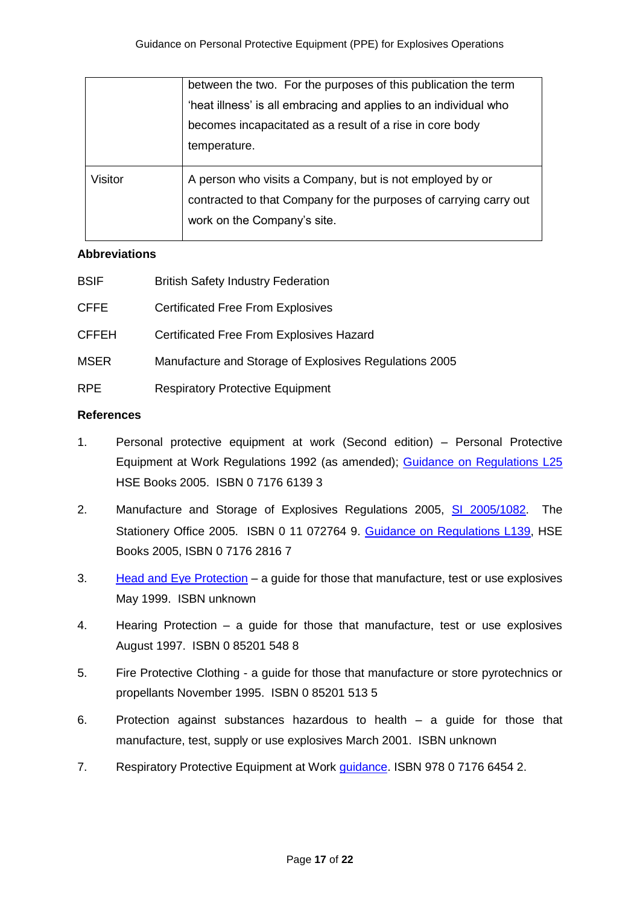| | |
|---|---|
| | between the two. For the purposes of this publication the term 'heat illness' is all embracing and applies to an individual who becomes incapacitated as a result of a rise in core body temperature. |
| Visitor | A person who visits a Company, but is not employed by or contracted to that Company for the purposes of carrying carry out work on the Company's site. |

**Abbreviations**

| | |
|---|---|
| BSIF | British Safety Industry Federation |
| CFFE | Certificated Free From Explosives |
| CFFEH | Certificated Free From Explosives Hazard |
| MSER | Manufacture and Storage of Explosives Regulations 2005 |
| RPE | Respiratory Protective Equipment |

**References**

1. Personal protective equipment at work (Second edition) – Personal Protective Equipment at Work Regulations 1992 (as amended); Guidance on Regulations L25 HSE Books 2005. ISBN 0 7176 6139 3
2. Manufacture and Storage of Explosives Regulations 2005, SI 2005/1082. The Stationery Office 2005. ISBN 0 11 072764 9. Guidance on Regulations L139, HSE Books 2005, ISBN 0 7176 2816 7
3. Head and Eye Protection – a guide for those that manufacture, test or use explosives May 1999. ISBN unknown
4. Hearing Protection – a guide for those that manufacture, test or use explosives August 1997. ISBN 0 85201 548 8
5. Fire Protective Clothing - a guide for those that manufacture or store pyrotechnics or propellants November 1995. ISBN 0 85201 513 5
6. Protection against substances hazardous to health – a guide for those that manufacture, test, supply or use explosives March 2001. ISBN unknown
7. Respiratory Protective Equipment at Work guidance. ISBN 978 0 7176 6454 2.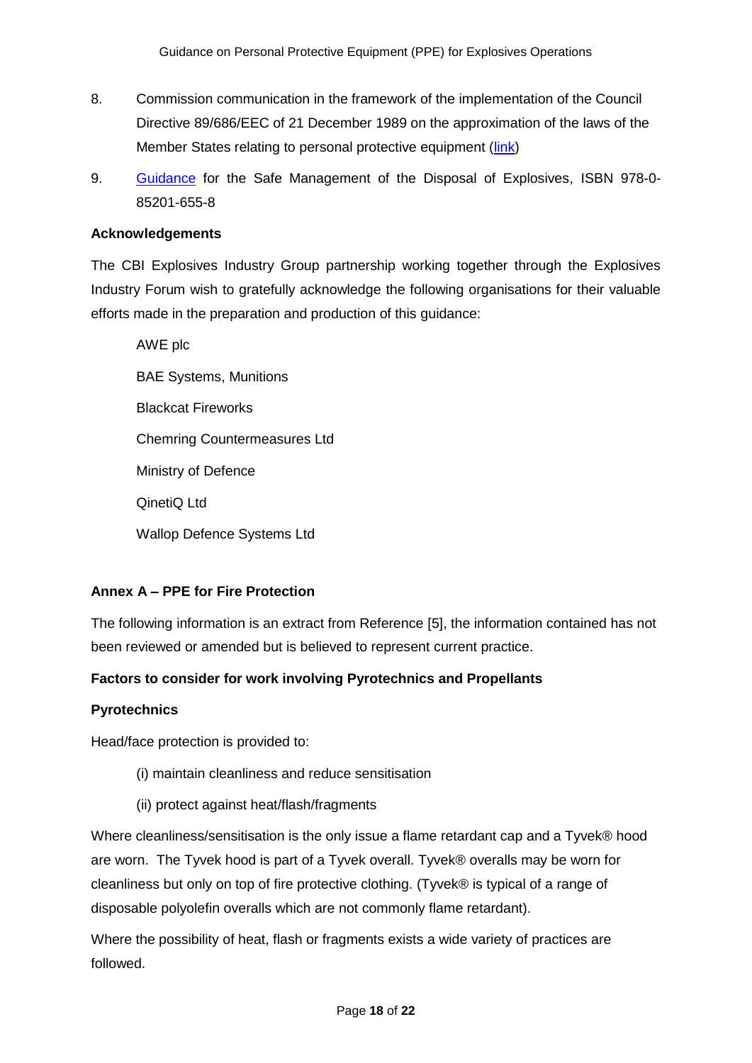8. Commission communication in the framework of the implementation of the Council Directive 89/686/EEC of 21 December 1989 on the approximation of the laws of the Member States relating to personal protective equipment (link)

9. Guidance for the Safe Management of the Disposal of Explosives, ISBN 978-0-85201-655-8

**Acknowledgements**

The CBI Explosives Industry Group partnership working together through the Explosives Industry Forum wish to gratefully acknowledge the following organisations for their valuable efforts made in the preparation and production of this guidance:

AWE plc

BAE Systems, Munitions

Blackcat Fireworks

Chemring Countermeasures Ltd

Ministry of Defence

QinetiQ Ltd

Wallop Defence Systems Ltd

**Annex A – PPE for Fire Protection**

The following information is an extract from Reference [5], the information contained has not been reviewed or amended but is believed to represent current practice.

**Factors to consider for work involving Pyrotechnics and Propellants**

**Pyrotechnics**

Head/face protection is provided to:

(i) maintain cleanliness and reduce sensitisation

(ii) protect against heat/flash/fragments

Where cleanliness/sensitisation is the only issue a flame retardant cap and a Tyvek® hood are worn. The Tyvek hood is part of a Tyvek overall. Tyvek® overalls may be worn for cleanliness but only on top of fire protective clothing. (Tyvek® is typical of a range of disposable polyolefin overalls which are not commonly flame retardant).

Where the possibility of heat, flash or fragments exists a wide variety of practices are followed.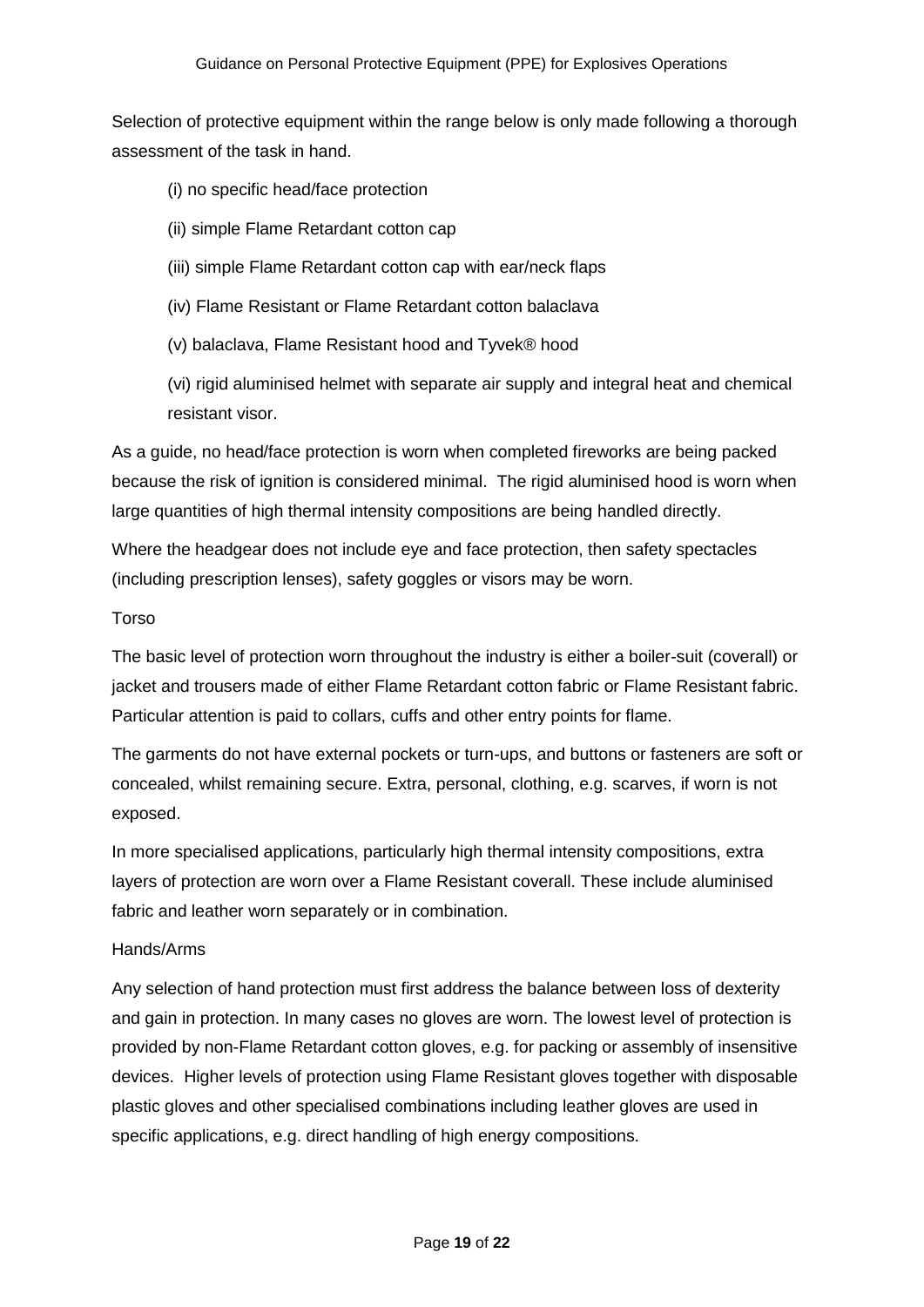Selection of protective equipment within the range below is only made following a thorough assessment of the task in hand.

(i) no specific head/face protection

(ii) simple Flame Retardant cotton cap

(iii) simple Flame Retardant cotton cap with ear/neck flaps

(iv) Flame Resistant or Flame Retardant cotton balaclava

(v) balaclava, Flame Resistant hood and Tyvek® hood

(vi) rigid aluminised helmet with separate air supply and integral heat and chemical resistant visor.

As a guide, no head/face protection is worn when completed fireworks are being packed because the risk of ignition is considered minimal. The rigid aluminised hood is worn when large quantities of high thermal intensity compositions are being handled directly.

Where the headgear does not include eye and face protection, then safety spectacles (including prescription lenses), safety goggles or visors may be worn.

Torso

The basic level of protection worn throughout the industry is either a boiler-suit (coverall) or jacket and trousers made of either Flame Retardant cotton fabric or Flame Resistant fabric. Particular attention is paid to collars, cuffs and other entry points for flame.

The garments do not have external pockets or turn-ups, and buttons or fasteners are soft or concealed, whilst remaining secure. Extra, personal, clothing, e.g. scarves, if worn is not exposed.

In more specialised applications, particularly high thermal intensity compositions, extra layers of protection are worn over a Flame Resistant coverall. These include aluminised fabric and leather worn separately or in combination.

Hands/Arms

Any selection of hand protection must first address the balance between loss of dexterity and gain in protection. In many cases no gloves are worn. The lowest level of protection is provided by non-Flame Retardant cotton gloves, e.g. for packing or assembly of insensitive devices. Higher levels of protection using Flame Resistant gloves together with disposable plastic gloves and other specialised combinations including leather gloves are used in specific applications, e.g. direct handling of high energy compositions.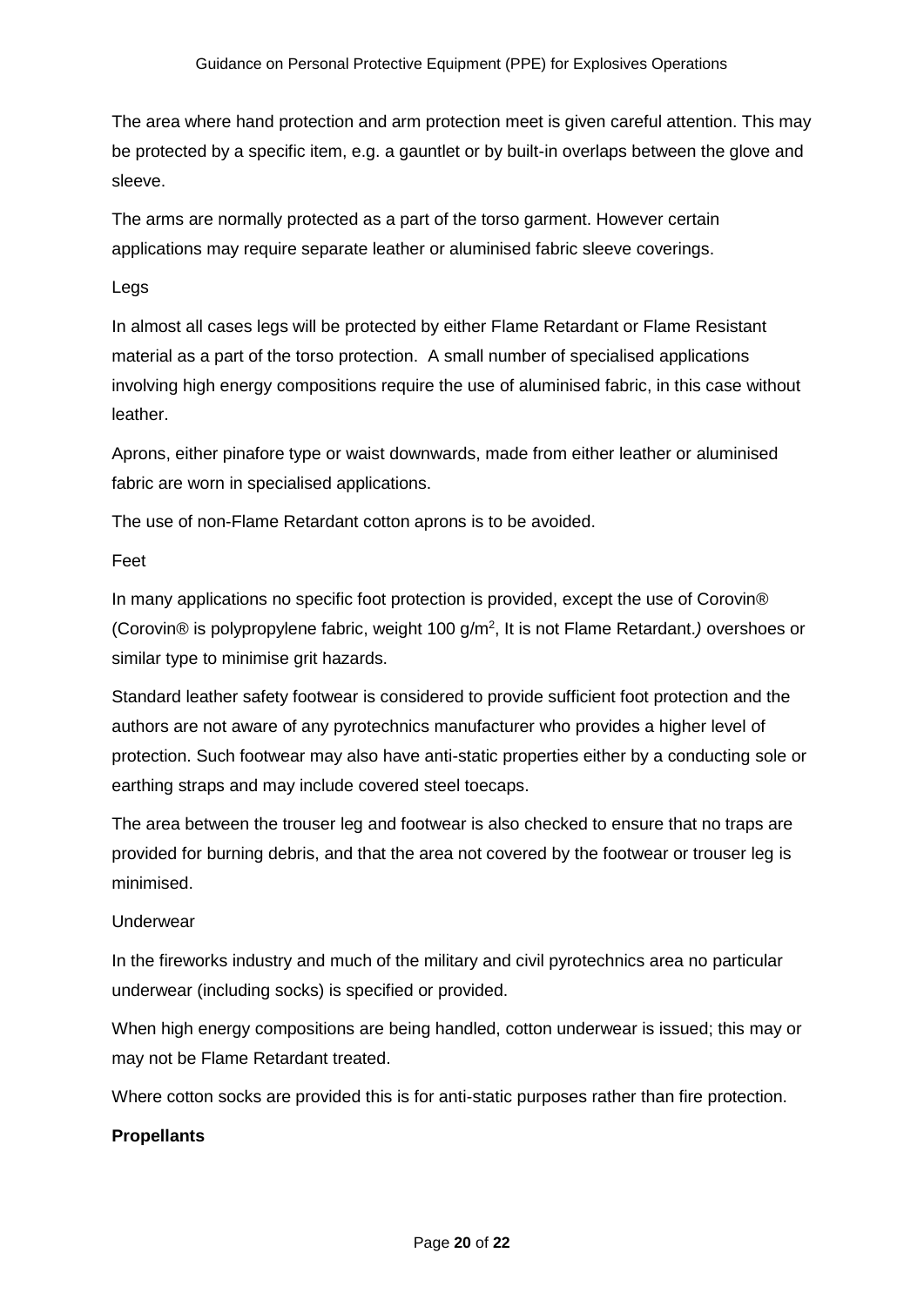The area where hand protection and arm protection meet is given careful attention. This may be protected by a specific item, e.g. a gauntlet or by built-in overlaps between the glove and sleeve.

The arms are normally protected as a part of the torso garment. However certain applications may require separate leather or aluminised fabric sleeve coverings.

Legs

In almost all cases legs will be protected by either Flame Retardant or Flame Resistant material as a part of the torso protection. A small number of specialised applications involving high energy compositions require the use of aluminised fabric, in this case without leather.

Aprons, either pinafore type or waist downwards, made from either leather or aluminised fabric are worn in specialised applications.

The use of non-Flame Retardant cotton aprons is to be avoided.

Feet

In many applications no specific foot protection is provided, except the use of Corovin® (Corovin® is polypropylene fabric, weight 100 g/m$^2$, It is not Flame Retardant.*)* overshoes or similar type to minimise grit hazards.

Standard leather safety footwear is considered to provide sufficient foot protection and the authors are not aware of any pyrotechnics manufacturer who provides a higher level of protection. Such footwear may also have anti-static properties either by a conducting sole or earthing straps and may include covered steel toecaps.

The area between the trouser leg and footwear is also checked to ensure that no traps are provided for burning debris, and that the area not covered by the footwear or trouser leg is minimised.

Underwear

In the fireworks industry and much of the military and civil pyrotechnics area no particular underwear (including socks) is specified or provided.

When high energy compositions are being handled, cotton underwear is issued; this may or may not be Flame Retardant treated.

Where cotton socks are provided this is for anti-static purposes rather than fire protection.

**Propellants**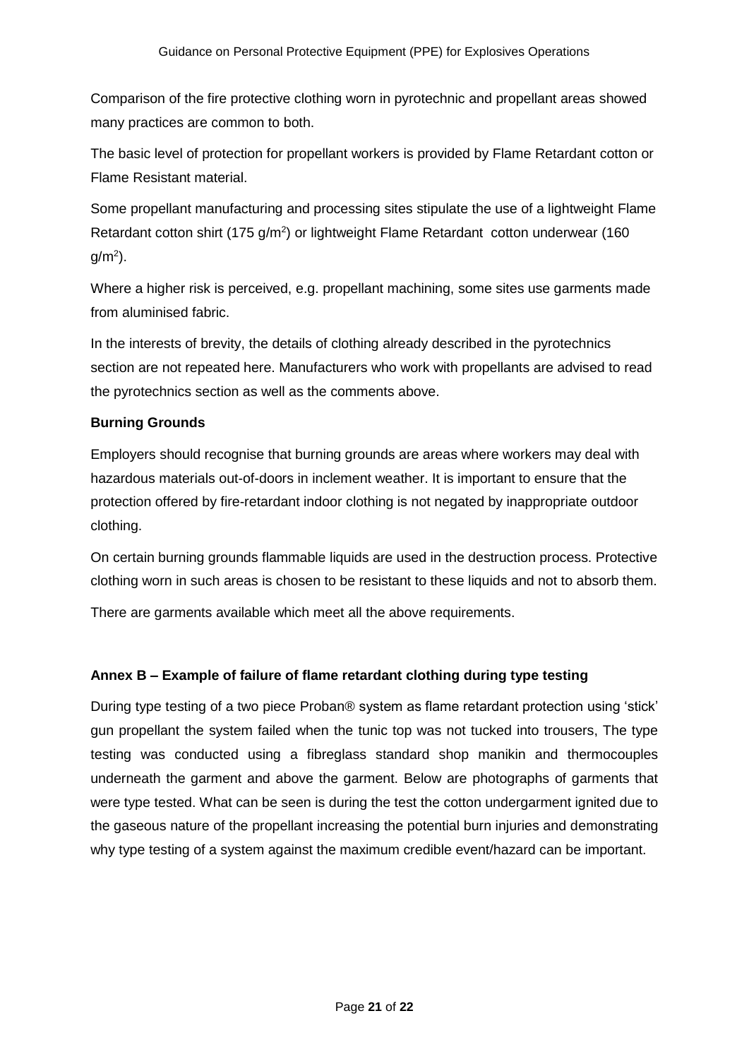Comparison of the fire protective clothing worn in pyrotechnic and propellant areas showed many practices are common to both.

The basic level of protection for propellant workers is provided by Flame Retardant cotton or Flame Resistant material.

Some propellant manufacturing and processing sites stipulate the use of a lightweight Flame Retardant cotton shirt (175 g/m$^2$) or lightweight Flame Retardant cotton underwear (160 g/m$^2$).

Where a higher risk is perceived, e.g. propellant machining, some sites use garments made from aluminised fabric.

In the interests of brevity, the details of clothing already described in the pyrotechnics section are not repeated here. Manufacturers who work with propellants are advised to read the pyrotechnics section as well as the comments above.

**Burning Grounds**

Employers should recognise that burning grounds are areas where workers may deal with hazardous materials out-of-doors in inclement weather. It is important to ensure that the protection offered by fire-retardant indoor clothing is not negated by inappropriate outdoor clothing.

On certain burning grounds flammable liquids are used in the destruction process. Protective clothing worn in such areas is chosen to be resistant to these liquids and not to absorb them.

There are garments available which meet all the above requirements.

**Annex B – Example of failure of flame retardant clothing during type testing**

During type testing of a two piece Proban® system as flame retardant protection using 'stick' gun propellant the system failed when the tunic top was not tucked into trousers, The type testing was conducted using a fibreglass standard shop manikin and thermocouples underneath the garment and above the garment. Below are photographs of garments that were type tested. What can be seen is during the test the cotton undergarment ignited due to the gaseous nature of the propellant increasing the potential burn injuries and demonstrating why type testing of a system against the maximum credible event/hazard can be important.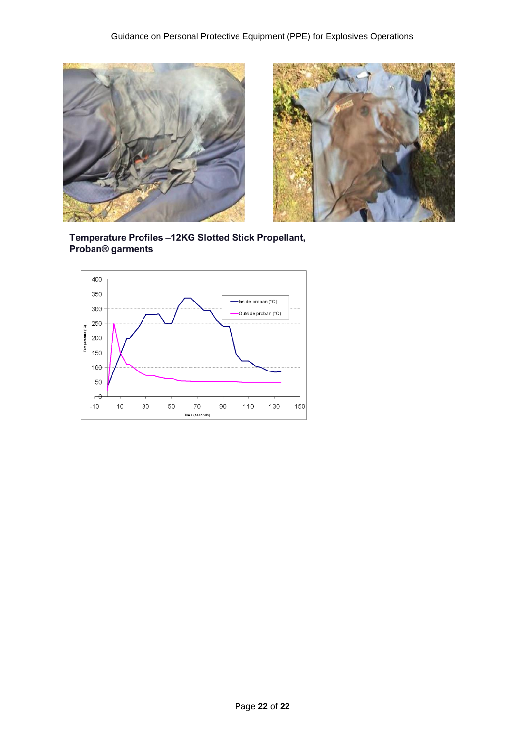**Temperature Profiles –12KG Slotted Stick Propellant, Proban® garments**

Inside proban (°C)
Outside proban (°C)

Temperature (°C)

400
350
300
250
200
150
100
50
0

-10 10 30 50 70 90 110 130 150

Time (seconds)